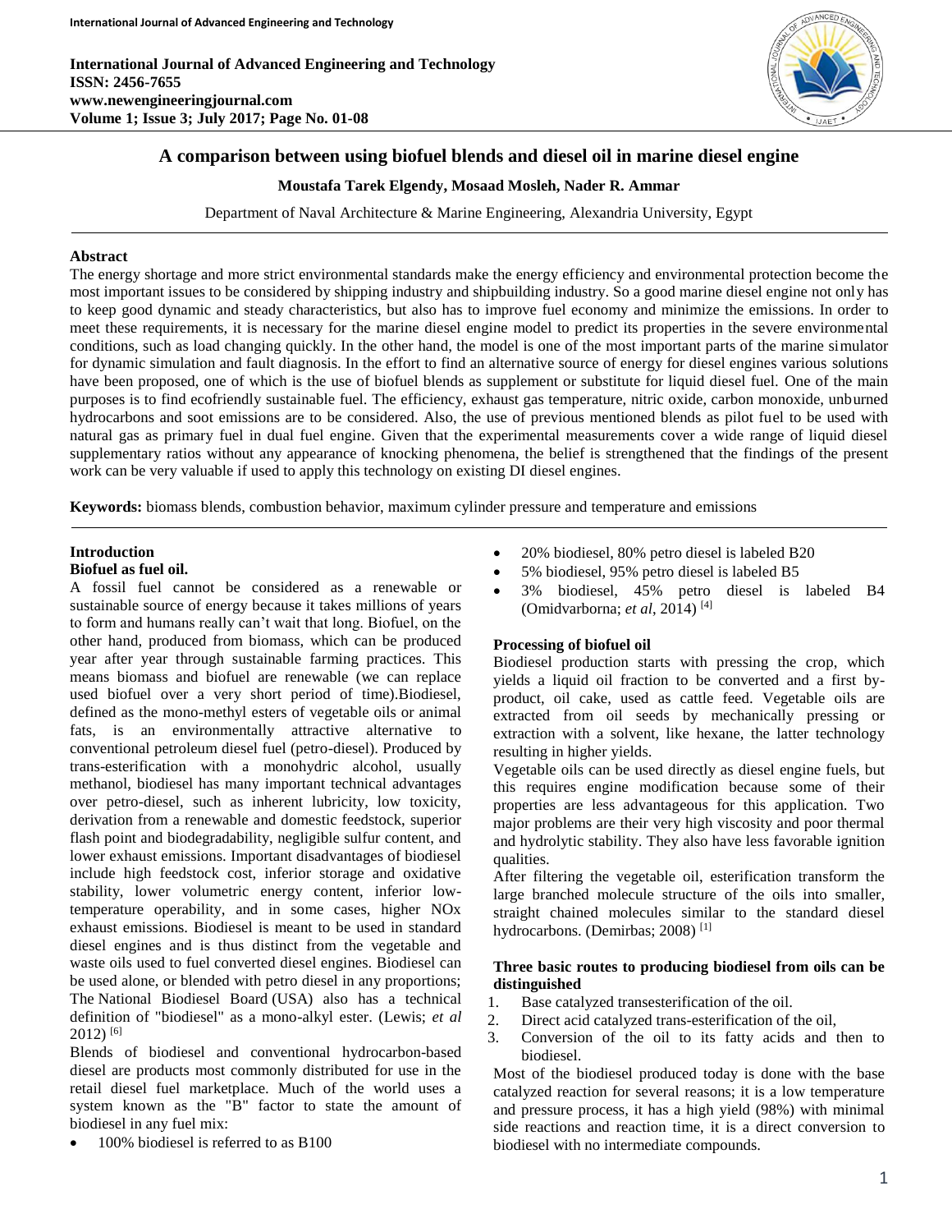# A comparison between using biofuel blends and diesel oil in marine diesel engine

**Moustafa Tarek Elgendy, Mosaad Mosleh, Nader R. Ammar**

Department of Naval Architecture & Marine Engineering, Alexandria University, Egypt

## Abstract

The energy shortage and more strict environmental standards make the energy efficiency and environmental protection become the most important issues to be considered by shipping industry and shipbuilding industry. So a good marine diesel engine not only has to keep good dynamic and steady characteristics, but also has to improve fuel economy and minimize the emissions. In order to meet these requirements, it is necessary for the marine diesel engine model to predict its properties in the severe environmental conditions, such as load changing quickly. In the other hand, the model is one of the most important parts of the marine simulator for dynamic simulation and fault diagnosis. In the effort to find an alternative source of energy for diesel engines various solutions have been proposed, one of which is the use of biofuel blends as supplement or substitute for liquid diesel fuel. One of the main purposes is to find ecofriendly sustainable fuel. The efficiency, exhaust gas temperature, nitric oxide, carbon monoxide, unburned hydrocarbons and soot emissions are to be considered. Also, the use of previous mentioned blends as pilot fuel to be used with natural gas as primary fuel in dual fuel engine. Given that the experimental measurements cover a wide range of liquid diesel supplementary ratios without any appearance of knocking phenomena, the belief is strengthened that the findings of the present work can be very valuable if used to apply this technology on existing DI diesel engines.

**Keywords:** biomass blends, combustion behavior, maximum cylinder pressure and temperature and emissions

## Introduction

### Biofuel as fuel oil.

A fossil fuel cannot be considered as a renewable or sustainable source of energy because it takes millions of years to form and humans really can't wait that long. Biofuel, on the other hand, produced from biomass, which can be produced year after year through sustainable farming practices. This means biomass and biofuel are renewable (we can replace used biofuel over a very short period of time).Biodiesel, defined as the mono-methyl esters of vegetable oils or animal fats, is an environmentally attractive alternative to conventional petroleum diesel fuel (petro-diesel). Produced by trans-esterification with a monohydric alcohol, usually methanol, biodiesel has many important technical advantages over petro-diesel, such as inherent lubricity, low toxicity, derivation from a renewable and domestic feedstock, superior flash point and biodegradability, negligible sulfur content, and lower exhaust emissions. Important disadvantages of biodiesel include high feedstock cost, inferior storage and oxidative stability, lower volumetric energy content, inferior low-temperature operability, and in some cases, higher NOx exhaust emissions. Biodiesel is meant to be used in standard diesel engines and is thus distinct from the vegetable and waste oils used to fuel converted diesel engines. Biodiesel can be used alone, or blended with petro diesel in any proportions; The National Biodiesel Board (USA) also has a technical definition of "biodiesel" as a mono-alkyl ester. (Lewis; *et al* 2012) [6]

Blends of biodiesel and conventional hydrocarbon-based diesel are products most commonly distributed for use in the retail diesel fuel marketplace. Much of the world uses a system known as the "B" factor to state the amount of biodiesel in any fuel mix:

- 100% biodiesel is referred to as B100
- 20% biodiesel, 80% petro diesel is labeled B20
- 5% biodiesel, 95% petro diesel is labeled B5
- 3% biodiesel, 45% petro diesel is labeled B4 (Omidvarborna; *et al*, 2014) [4]

### Processing of biofuel oil

Biodiesel production starts with pressing the crop, which yields a liquid oil fraction to be converted and a first by-product, oil cake, used as cattle feed. Vegetable oils are extracted from oil seeds by mechanically pressing or extraction with a solvent, like hexane, the latter technology resulting in higher yields.

Vegetable oils can be used directly as diesel engine fuels, but this requires engine modification because some of their properties are less advantageous for this application. Two major problems are their very high viscosity and poor thermal and hydrolytic stability. They also have less favorable ignition qualities.

After filtering the vegetable oil, esterification transform the large branched molecule structure of the oils into smaller, straight chained molecules similar to the standard diesel hydrocarbons. (Demirbas; 2008) [1]

### Three basic routes to producing biodiesel from oils can be distinguished

1. Base catalyzed transesterification of the oil.
2. Direct acid catalyzed trans-esterification of the oil,
3. Conversion of the oil to its fatty acids and then to biodiesel.

Most of the biodiesel produced today is done with the base catalyzed reaction for several reasons; it is a low temperature and pressure process, it has a high yield (98%) with minimal side reactions and reaction time, it is a direct conversion to biodiesel with no intermediate compounds.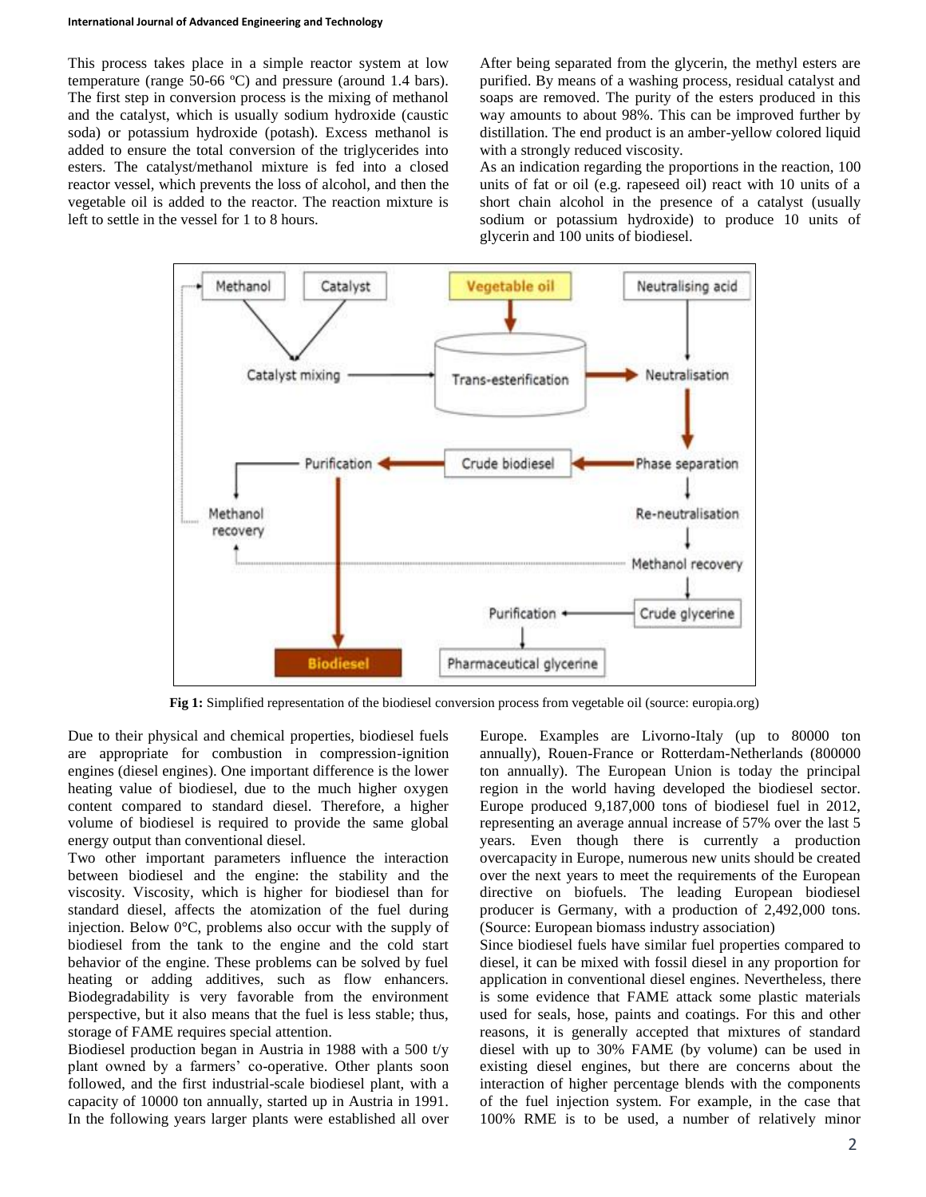This process takes place in a simple reactor system at low temperature (range 50-66 ºC) and pressure (around 1.4 bars). The first step in conversion process is the mixing of methanol and the catalyst, which is usually sodium hydroxide (caustic soda) or potassium hydroxide (potash). Excess methanol is added to ensure the total conversion of the triglycerides into esters. The catalyst/methanol mixture is fed into a closed reactor vessel, which prevents the loss of alcohol, and then the vegetable oil is added to the reactor. The reaction mixture is left to settle in the vessel for 1 to 8 hours.

After being separated from the glycerin, the methyl esters are purified. By means of a washing process, residual catalyst and soaps are removed. The purity of the esters produced in this way amounts to about 98%. This can be improved further by distillation. The end product is an amber-yellow colored liquid with a strongly reduced viscosity.

As an indication regarding the proportions in the reaction, 100 units of fat or oil (e.g. rapeseed oil) react with 10 units of a short chain alcohol in the presence of a catalyst (usually sodium or potassium hydroxide) to produce 10 units of glycerin and 100 units of biodiesel.

**Fig 1:** Simplified representation of the biodiesel conversion process from vegetable oil (source: europia.org)

Due to their physical and chemical properties, biodiesel fuels are appropriate for combustion in compression-ignition engines (diesel engines). One important difference is the lower heating value of biodiesel, due to the much higher oxygen content compared to standard diesel. Therefore, a higher volume of biodiesel is required to provide the same global energy output than conventional diesel.

Two other important parameters influence the interaction between biodiesel and the engine: the stability and the viscosity. Viscosity, which is higher for biodiesel than for standard diesel, affects the atomization of the fuel during injection. Below 0°C, problems also occur with the supply of biodiesel from the tank to the engine and the cold start behavior of the engine. These problems can be solved by fuel heating or adding additives, such as flow enhancers. Biodegradability is very favorable from the environment perspective, but it also means that the fuel is less stable; thus, storage of FAME requires special attention.

Biodiesel production began in Austria in 1988 with a 500 t/y plant owned by a farmers' co-operative. Other plants soon followed, and the first industrial-scale biodiesel plant, with a capacity of 10000 ton annually, started up in Austria in 1991. In the following years larger plants were established all over Europe. Examples are Livorno-Italy (up to 80000 ton annually), Rouen-France or Rotterdam-Netherlands (800000 ton annually). The European Union is today the principal region in the world having developed the biodiesel sector. Europe produced 9,187,000 tons of biodiesel fuel in 2012, representing an average annual increase of 57% over the last 5 years. Even though there is currently a production overcapacity in Europe, numerous new units should be created over the next years to meet the requirements of the European directive on biofuels. The leading European biodiesel producer is Germany, with a production of 2,492,000 tons. (Source: European biomass industry association)

Since biodiesel fuels have similar fuel properties compared to diesel, it can be mixed with fossil diesel in any proportion for application in conventional diesel engines. Nevertheless, there is some evidence that FAME attack some plastic materials used for seals, hose, paints and coatings. For this and other reasons, it is generally accepted that mixtures of standard diesel with up to 30% FAME (by volume) can be used in existing diesel engines, but there are concerns about the interaction of higher percentage blends with the components of the fuel injection system. For example, in the case that 100% RME is to be used, a number of relatively minor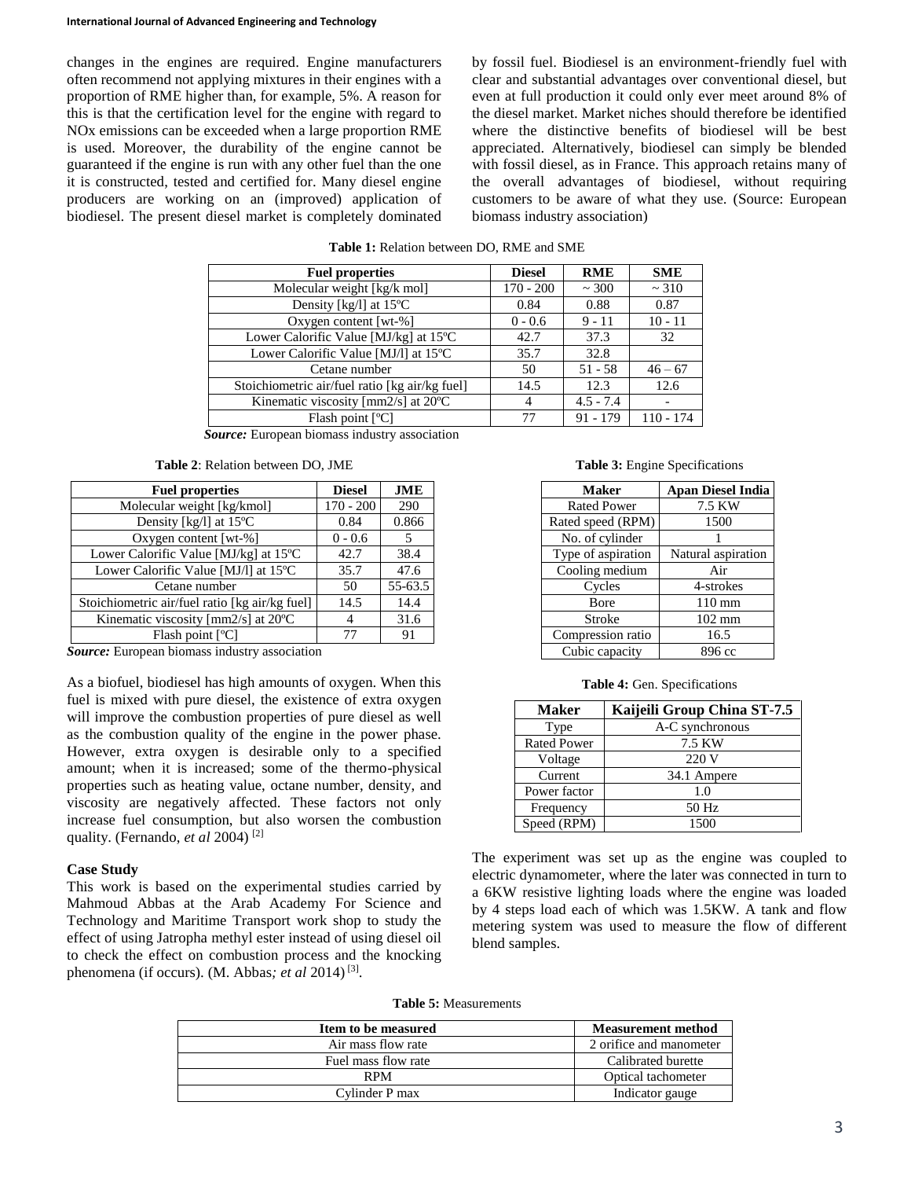changes in the engines are required. Engine manufacturers often recommend not applying mixtures in their engines with a proportion of RME higher than, for example, 5%. A reason for this is that the certification level for the engine with regard to NOx emissions can be exceeded when a large proportion RME is used. Moreover, the durability of the engine cannot be guaranteed if the engine is run with any other fuel than the one it is constructed, tested and certified for. Many diesel engine producers are working on an (improved) application of biodiesel. The present diesel market is completely dominated by fossil fuel. Biodiesel is an environment-friendly fuel with clear and substantial advantages over conventional diesel, but even at full production it could only ever meet around 8% of the diesel market. Market niches should therefore be identified where the distinctive benefits of biodiesel will be best appreciated. Alternatively, biodiesel can simply be blended with fossil diesel, as in France. This approach retains many of the overall advantages of biodiesel, without requiring customers to be aware of what they use. (Source: European biomass industry association)

**Table 1:** Relation between DO, RME and SME

| Fuel properties | Diesel | RME | SME |
|---|---|---|---|
| Molecular weight [kg/k mol] | 170 - 200 | ~ 300 | ~ 310 |
| Density [kg/l] at 15ºC | 0.84 | 0.88 | 0.87 |
| Oxygen content [wt-%] | 0 - 0.6 | 9 - 11 | 10 - 11 |
| Lower Calorific Value [MJ/kg] at 15ºC | 42.7 | 37.3 | 32 |
| Lower Calorific Value [MJ/l] at 15ºC | 35.7 | 32.8 | |
| Cetane number | 50 | 51 - 58 | 46 – 67 |
| Stoichiometric air/fuel ratio [kg air/kg fuel] | 14.5 | 12.3 | 12.6 |
| Kinematic viscosity [mm2/s] at 20ºC | 4 | 4.5 - 7.4 | - |
| Flash point [ºC] | 77 | 91 - 179 | 110 - 174 |

***Source:*** European biomass industry association

**Table 2**: Relation between DO, JME

| Fuel properties | Diesel | JME |
|---|---|---|
| Molecular weight [kg/kmol] | 170 - 200 | 290 |
| Density [kg/l] at 15ºC | 0.84 | 0.866 |
| Oxygen content [wt-%] | 0 - 0.6 | 5 |
| Lower Calorific Value [MJ/kg] at 15ºC | 42.7 | 38.4 |
| Lower Calorific Value [MJ/l] at 15ºC | 35.7 | 47.6 |
| Cetane number | 50 | 55-63.5 |
| Stoichiometric air/fuel ratio [kg air/kg fuel] | 14.5 | 14.4 |
| Kinematic viscosity [mm2/s] at 20ºC | 4 | 31.6 |
| Flash point [ºC] | 77 | 91 |

***Source:*** European biomass industry association

As a biofuel, biodiesel has high amounts of oxygen. When this fuel is mixed with pure diesel, the existence of extra oxygen will improve the combustion properties of pure diesel as well as the combustion quality of the engine in the power phase. However, extra oxygen is desirable only to a specified amount; when it is increased; some of the thermo-physical properties such as heating value, octane number, density, and viscosity are negatively affected. These factors not only increase fuel consumption, but also worsen the combustion quality. (Fernando, *et al* 2004) [2]

**Case Study**

This work is based on the experimental studies carried by Mahmoud Abbas at the Arab Academy For Science and Technology and Maritime Transport work shop to study the effect of using Jatropha methyl ester instead of using diesel oil to check the effect on combustion process and the knocking phenomena (if occurs). (M. Abbas*; et al* 2014) [3].

**Table 3:** Engine Specifications

| Maker | Apan Diesel India |
|---|---|
| Rated Power | 7.5 KW |
| Rated speed (RPM) | 1500 |
| No. of cylinder | 1 |
| Type of aspiration | Natural aspiration |
| Cooling medium | Air |
| Cycles | 4-strokes |
| Bore | 110 mm |
| Stroke | 102 mm |
| Compression ratio | 16.5 |
| Cubic capacity | 896 cc |

**Table 4:** Gen. Specifications

| Maker | Kaijeili Group China ST-7.5 |
|---|---|
| Type | A-C synchronous |
| Rated Power | 7.5 KW |
| Voltage | 220 V |
| Current | 34.1 Ampere |
| Power factor | 1.0 |
| Frequency | 50 Hz |
| Speed (RPM) | 1500 |

The experiment was set up as the engine was coupled to electric dynamometer, where the later was connected in turn to a 6KW resistive lighting loads where the engine was loaded by 4 steps load each of which was 1.5KW. A tank and flow metering system was used to measure the flow of different blend samples.

**Table 5:** Measurements

| Item to be measured | Measurement method |
|---|---|
| Air mass flow rate | 2 orifice and manometer |
| Fuel mass flow rate | Calibrated burette |
| RPM | Optical tachometer |
| Cylinder P max | Indicator gauge |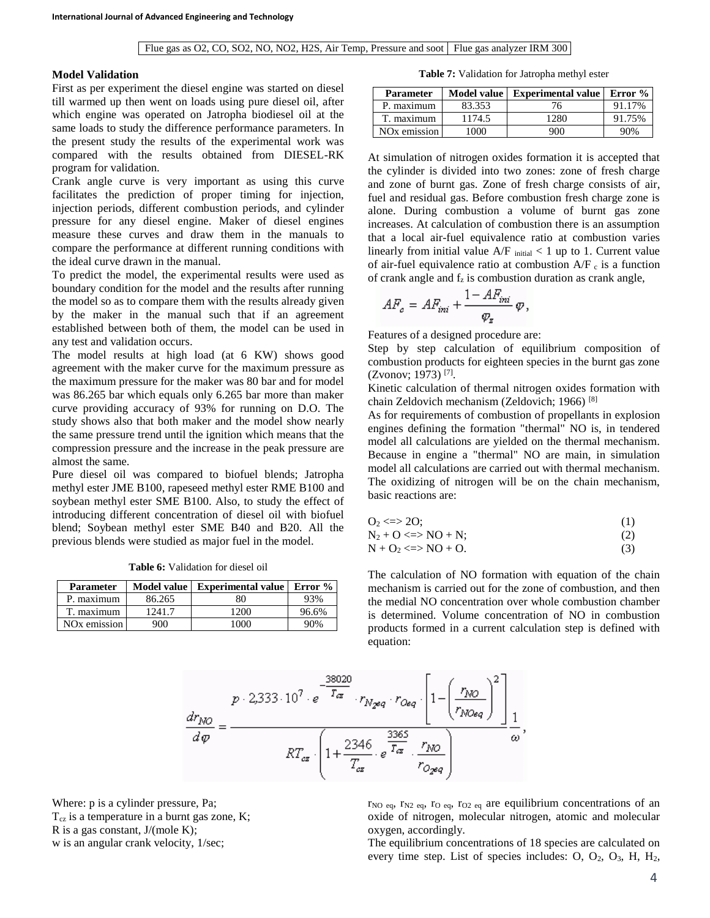| Flue gas as O2, CO, SO2, NO, NO2, H2S, Air Temp, Pressure and soot | Flue gas analyzer IRM 300 |
|---|---|

**Model Validation**

First as per experiment the diesel engine was started on diesel till warmed up then went on loads using pure diesel oil, after which engine was operated on Jatropha biodiesel oil at the same loads to study the difference performance parameters. In the present study the results of the experimental work was compared with the results obtained from DIESEL-RK program for validation.

Crank angle curve is very important as using this curve facilitates the prediction of proper timing for injection, injection periods, different combustion periods, and cylinder pressure for any diesel engine. Maker of diesel engines measure these curves and draw them in the manuals to compare the performance at different running conditions with the ideal curve drawn in the manual.

To predict the model, the experimental results were used as boundary condition for the model and the results after running the model so as to compare them with the results already given by the maker in the manual such that if an agreement established between both of them, the model can be used in any test and validation occurs.

The model results at high load (at 6 KW) shows good agreement with the maker curve for the maximum pressure as the maximum pressure for the maker was 80 bar and for model was 86.265 bar which equals only 6.265 bar more than maker curve providing accuracy of 93% for running on D.O. The study shows also that both maker and the model show nearly the same pressure trend until the ignition which means that the compression pressure and the increase in the peak pressure are almost the same.

Pure diesel oil was compared to biofuel blends; Jatropha methyl ester JME B100, rapeseed methyl ester RME B100 and soybean methyl ester SME B100. Also, to study the effect of introducing different concentration of diesel oil with biofuel blend; Soybean methyl ester SME B40 and B20. All the previous blends were studied as major fuel in the model.

**Table 6:** Validation for diesel oil

| Parameter | Model value | Experimental value | Error % |
|---|---|---|---|
| P. maximum | 86.265 | 80 | 93% |
| T. maximum | 1241.7 | 1200 | 96.6% |
| NOx emission | 900 | 1000 | 90% |

**Table 7:** Validation for Jatropha methyl ester

| Parameter | Model value | Experimental value | Error % |
|---|---|---|---|
| P. maximum | 83.353 | 76 | 91.17% |
| T. maximum | 1174.5 | 1280 | 91.75% |
| NOx emission | 1000 | 900 | 90% |

At simulation of nitrogen oxides formation it is accepted that the cylinder is divided into two zones: zone of fresh charge and zone of burnt gas. Zone of fresh charge consists of air, fuel and residual gas. Before combustion fresh charge zone is alone. During combustion a volume of burnt gas zone increases. At calculation of combustion there is an assumption that a local air-fuel equivalence ratio at combustion varies linearly from initial value $A/F_{initial} < 1$ up to 1. Current value of air-fuel equivalence ratio at combustion $A/F_c$ is a function of crank angle and $f_z$ is combustion duration as crank angle,

$$AF_c = AF_{ini} + \frac{1 - AF_{ini}}{\varphi_z}\varphi,$$

Features of a designed procedure are:

Step by step calculation of equilibrium composition of combustion products for eighteen species in the burnt gas zone (Zvonov; 1973) [7].

Kinetic calculation of thermal nitrogen oxides formation with chain Zeldovich mechanism (Zeldovich; 1966) [8]

As for requirements of combustion of propellants in explosion engines defining the formation "thermal" NO is, in tendered model all calculations are yielded on the thermal mechanism. Because in engine a "thermal" NO are main, in simulation model all calculations are carried out with thermal mechanism. The oxidizing of nitrogen will be on the chain mechanism, basic reactions are:

$O_2 <=> 2O;$ (1)

$N_2 + O <=> NO + N;$ (2)

$N + O_2 <=> NO + O.$ (3)

The calculation of NO formation with equation of the chain mechanism is carried out for the zone of combustion, and then the medial NO concentration over whole combustion chamber is determined. Volume concentration of NO in combustion products formed in a current calculation step is defined with equation:

$$\frac{dr_{NO}}{d\varphi} = \frac{p \cdot 2{,}333 \cdot 10^7 \cdot e^{-\frac{38020}{T_{cz}}} \cdot r_{N_2eq} \cdot r_{Oeq} \cdot \left[1 - \left(\frac{r_{NO}}{r_{NOeq}}\right)^2\right]}{RT_{cz} \cdot \left(1 + \frac{2346}{T_{cz}} \cdot e^{\frac{3365}{T_{cz}}} \cdot \frac{r_{NO}}{r_{O_2eq}}\right)} \frac{1}{\omega},$$

Where: p is a cylinder pressure, Pa;

$T_{cz}$ is a temperature in a burnt gas zone, K;

R is a gas constant, J/(mole K);

w is an angular crank velocity, 1/sec;

$r_{NO\ eq}$, $r_{N2\ eq}$, $r_{O\ eq}$, $r_{O2\ eq}$ are equilibrium concentrations of an oxide of nitrogen, molecular nitrogen, atomic and molecular oxygen, accordingly.

The equilibrium concentrations of 18 species are calculated on every time step. List of species includes: O, $O_2$, $O_3$, H, $H_2$,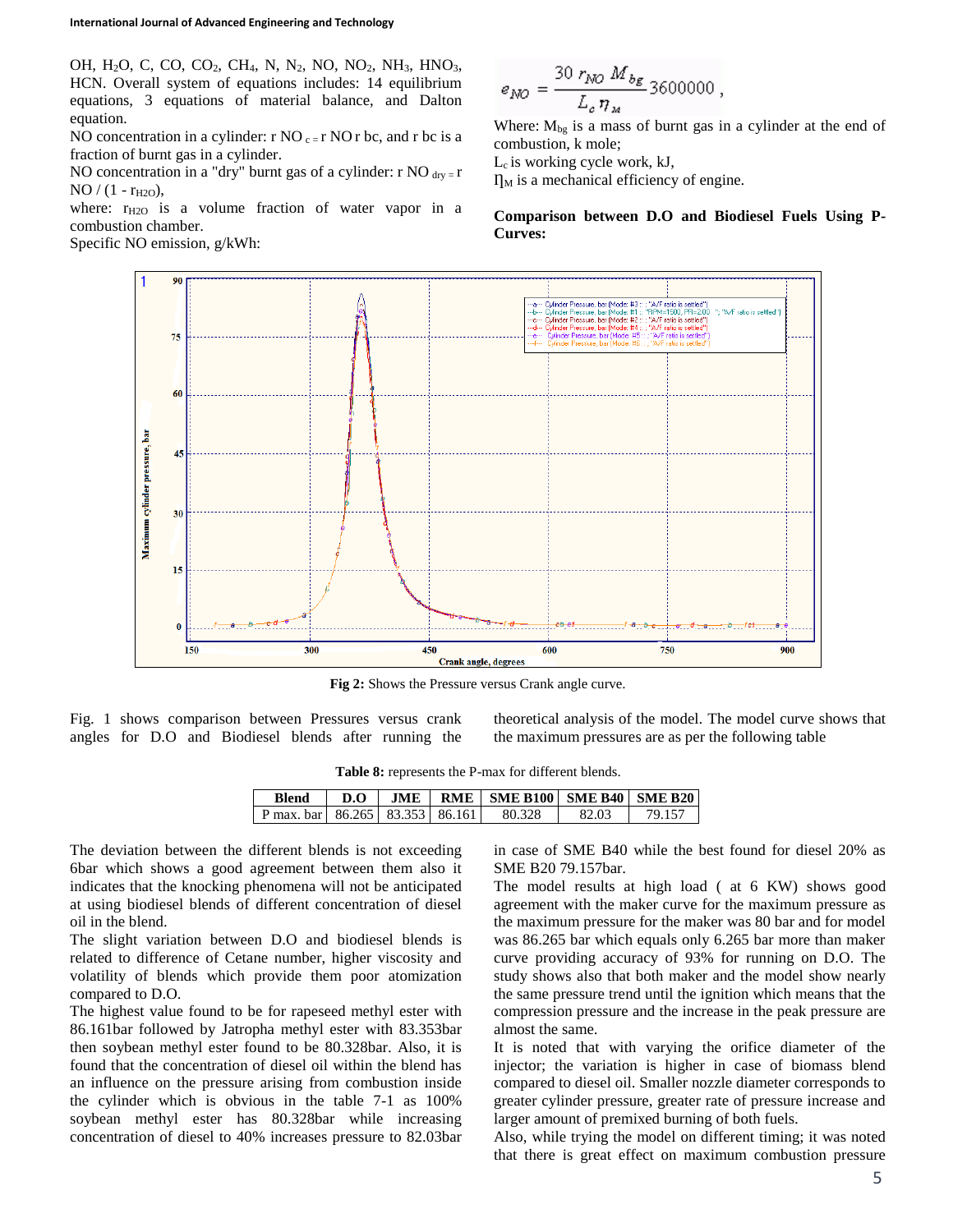OH, $H_2O$, C, CO, $CO_2$, $CH_4$, N, $N_2$, NO, $NO_2$, $NH_3$, $HNO_3$, HCN. Overall system of equations includes: 14 equilibrium equations, 3 equations of material balance, and Dalton equation.

NO concentration in a cylinder: $r\,NO_c = r\,NO\,r\,bc$, and r bc is a fraction of burnt gas in a cylinder.

NO concentration in a "dry" burnt gas of a cylinder: $r\,NO_{dry} = r\,NO / (1 - r_{H2O})$,

where: $r_{H2O}$ is a volume fraction of water vapor in a combustion chamber.

Specific NO emission, g/kWh:

$$e_{NO} = \frac{30\, r_{NO}\, M_{bg}}{L_c\, \eta_M} 3600000\,,$$

Where: $M_{bg}$ is a mass of burnt gas in a cylinder at the end of combustion, k mole;

$L_c$ is working cycle work, kJ,

$\eta_M$ is a mechanical efficiency of engine.

**Comparison between D.O and Biodiesel Fuels Using P-Curves:**

**Fig 2:** Shows the Pressure versus Crank angle curve.

Fig. 1 shows comparison between Pressures versus crank angles for D.O and Biodiesel blends after running the theoretical analysis of the model. The model curve shows that the maximum pressures are as per the following table

**Table 8:** represents the P-max for different blends.

| Blend | D.O | JME | RME | SME B100 | SME B40 | SME B20 |
|---|---|---|---|---|---|---|
| P max. bar | 86.265 | 83.353 | 86.161 | 80.328 | 82.03 | 79.157 |

The deviation between the different blends is not exceeding 6bar which shows a good agreement between them also it indicates that the knocking phenomena will not be anticipated at using biodiesel blends of different concentration of diesel oil in the blend.

The slight variation between D.O and biodiesel blends is related to difference of Cetane number, higher viscosity and volatility of blends which provide them poor atomization compared to D.O.

The highest value found to be for rapeseed methyl ester with 86.161bar followed by Jatropha methyl ester with 83.353bar then soybean methyl ester found to be 80.328bar. Also, it is found that the concentration of diesel oil within the blend has an influence on the pressure arising from combustion inside the cylinder which is obvious in the table 7-1 as 100% soybean methyl ester has 80.328bar while increasing concentration of diesel to 40% increases pressure to 82.03bar in case of SME B40 while the best found for diesel 20% as SME B20 79.157bar.

The model results at high load ( at 6 KW) shows good agreement with the maker curve for the maximum pressure as the maximum pressure for the maker was 80 bar and for model was 86.265 bar which equals only 6.265 bar more than maker curve providing accuracy of 93% for running on D.O. The study shows also that both maker and the model show nearly the same pressure trend until the ignition which means that the compression pressure and the increase in the peak pressure are almost the same.

It is noted that with varying the orifice diameter of the injector; the variation is higher in case of biomass blend compared to diesel oil. Smaller nozzle diameter corresponds to greater cylinder pressure, greater rate of pressure increase and larger amount of premixed burning of both fuels.

Also, while trying the model on different timing; it was noted that there is great effect on maximum combustion pressure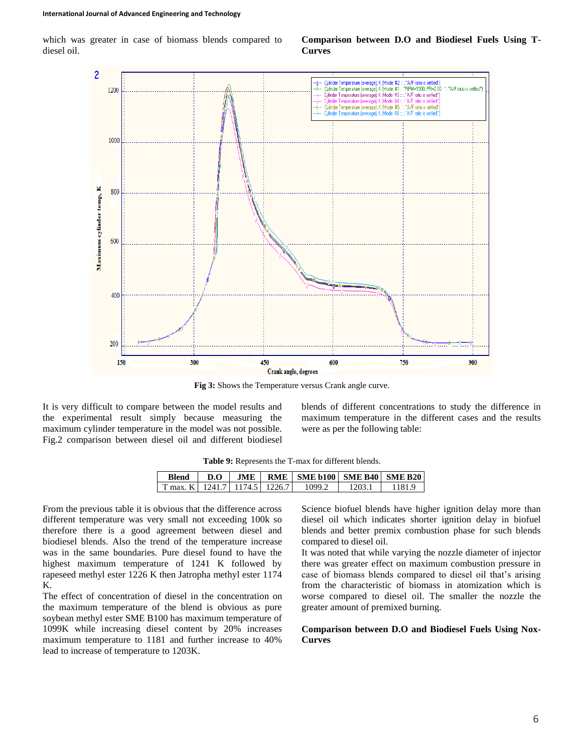which was greater in case of biomass blends compared to diesel oil.

**Comparison between D.O and Biodiesel Fuels Using T-Curves**

**Fig 3:** Shows the Temperature versus Crank angle curve.

It is very difficult to compare between the model results and the experimental result simply because measuring the maximum cylinder temperature in the model was not possible. Fig.2 comparison between diesel oil and different biodiesel blends of different concentrations to study the difference in maximum temperature in the different cases and the results were as per the following table:

**Table 9:** Represents the T-max for different blends.

| Blend | D.O | JME | RME | SME b100 | SME B40 | SME B20 |
|---|---|---|---|---|---|---|
| T max. K | 1241.7 | 1174.5 | 1226.7 | 1099.2 | 1203.1 | 1181.9 |

From the previous table it is obvious that the difference across different temperature was very small not exceeding 100k so therefore there is a good agreement between diesel and biodiesel blends. Also the trend of the temperature increase was in the same boundaries. Pure diesel found to have the highest maximum temperature of 1241 K followed by rapeseed methyl ester 1226 K then Jatropha methyl ester 1174 K.

The effect of concentration of diesel in the concentration on the maximum temperature of the blend is obvious as pure soybean methyl ester SME B100 has maximum temperature of 1099K while increasing diesel content by 20% increases maximum temperature to 1181 and further increase to 40% lead to increase of temperature to 1203K.

Science biofuel blends have higher ignition delay more than diesel oil which indicates shorter ignition delay in biofuel blends and better premix combustion phase for such blends compared to diesel oil.

It was noted that while varying the nozzle diameter of injector there was greater effect on maximum combustion pressure in case of biomass blends compared to diesel oil that's arising from the characteristic of biomass in atomization which is worse compared to diesel oil. The smaller the nozzle the greater amount of premixed burning.

**Comparison between D.O and Biodiesel Fuels Using Nox-Curves**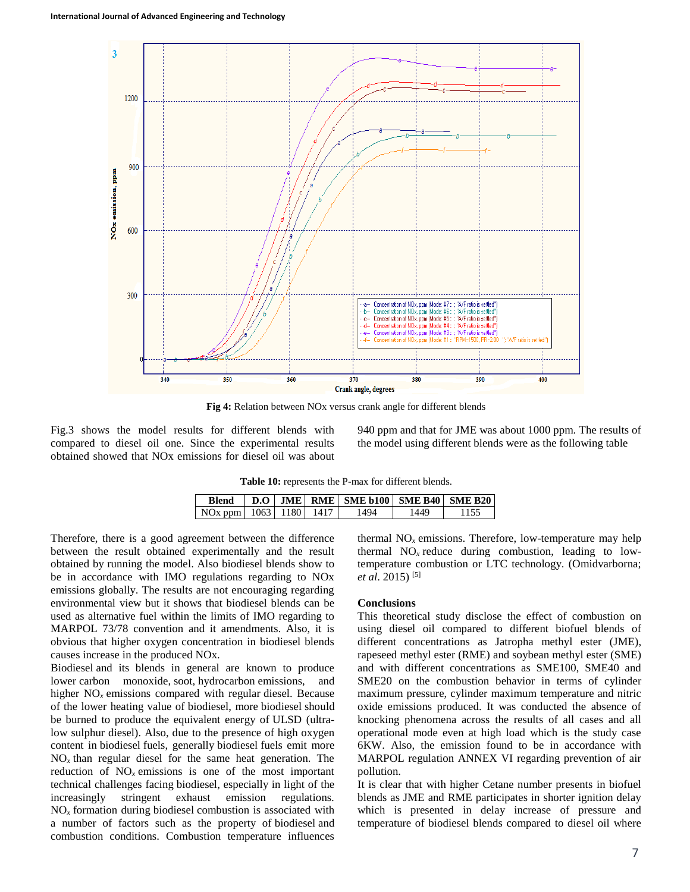**Fig 4:** Relation between NOx versus crank angle for different blends

Fig.3 shows the model results for different blends with compared to diesel oil one. Since the experimental results obtained showed that NOx emissions for diesel oil was about 940 ppm and that for JME was about 1000 ppm. The results of the model using different blends were as the following table

**Table 10:** represents the P-max for different blends.

| Blend | D.O | JME | RME | SME b100 | SME B40 | SME B20 |
|---|---|---|---|---|---|---|
| NOx ppm | 1063 | 1180 | 1417 | 1494 | 1449 | 1155 |

Therefore, there is a good agreement between the difference between the result obtained experimentally and the result obtained by running the model. Also biodiesel blends show to be in accordance with IMO regulations regarding to NOx emissions globally. The results are not encouraging regarding environmental view but it shows that biodiesel blends can be used as alternative fuel within the limits of IMO regarding to MARPOL 73/78 convention and it amendments. Also, it is obvious that higher oxygen concentration in biodiesel blends causes increase in the produced NOx.

Biodiesel and its blends in general are known to produce lower carbon monoxide, soot, hydrocarbon emissions, and higher $NO_x$ emissions compared with regular diesel. Because of the lower heating value of biodiesel, more biodiesel should be burned to produce the equivalent energy of ULSD (ultra-low sulphur diesel). Also, due to the presence of high oxygen content in biodiesel fuels, generally biodiesel fuels emit more $NO_x$ than regular diesel for the same heat generation. The reduction of $NO_x$ emissions is one of the most important technical challenges facing biodiesel, especially in light of the increasingly stringent exhaust emission regulations. $NO_x$ formation during biodiesel combustion is associated with a number of factors such as the property of biodiesel and combustion conditions. Combustion temperature influences thermal $NO_x$ emissions. Therefore, low-temperature may help thermal $NO_x$ reduce during combustion, leading to low-temperature combustion or LTC technology. (Omidvarborna; *et al.* 2015) [5]

## Conclusions

This theoretical study disclose the effect of combustion on using diesel oil compared to different biofuel blends of different concentrations as Jatropha methyl ester (JME), rapeseed methyl ester (RME) and soybean methyl ester (SME) and with different concentrations as SME100, SME40 and SME20 on the combustion behavior in terms of cylinder maximum pressure, cylinder maximum temperature and nitric oxide emissions produced. It was conducted the absence of knocking phenomena across the results of all cases and all operational mode even at high load which is the study case 6KW. Also, the emission found to be in accordance with MARPOL regulation ANNEX VI regarding prevention of air pollution.

It is clear that with higher Cetane number presents in biofuel blends as JME and RME participates in shorter ignition delay which is presented in delay increase of pressure and temperature of biodiesel blends compared to diesel oil where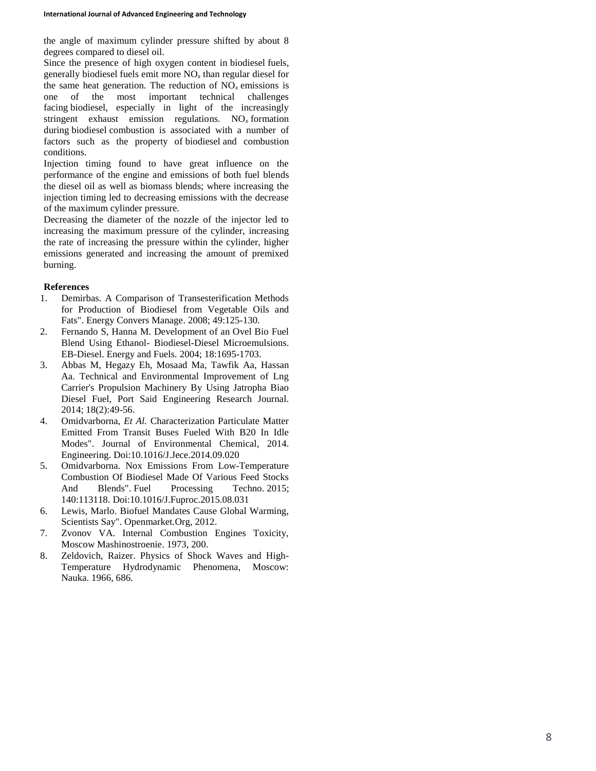the angle of maximum cylinder pressure shifted by about 8 degrees compared to diesel oil.

Since the presence of high oxygen content in biodiesel fuels, generally biodiesel fuels emit more $NO_x$ than regular diesel for the same heat generation. The reduction of $NO_x$ emissions is one of the most important technical challenges facing biodiesel, especially in light of the increasingly stringent exhaust emission regulations. $NO_x$ formation during biodiesel combustion is associated with a number of factors such as the property of biodiesel and combustion conditions.

Injection timing found to have great influence on the performance of the engine and emissions of both fuel blends the diesel oil as well as biomass blends; where increasing the injection timing led to decreasing emissions with the decrease of the maximum cylinder pressure.

Decreasing the diameter of the nozzle of the injector led to increasing the maximum pressure of the cylinder, increasing the rate of increasing the pressure within the cylinder, higher emissions generated and increasing the amount of premixed burning.

## References

1. Demirbas. A Comparison of Transesterification Methods for Production of Biodiesel from Vegetable Oils and Fats". Energy Convers Manage. 2008; 49:125-130.
2. Fernando S, Hanna M. Development of an Ovel Bio Fuel Blend Using Ethanol- Biodiesel-Diesel Microemulsions. EB-Diesel. Energy and Fuels. 2004; 18:1695-1703.
3. Abbas M, Hegazy Eh, Mosaad Ma, Tawfik Aa, Hassan Aa. Technical and Environmental Improvement of Lng Carrier's Propulsion Machinery By Using Jatropha Biao Diesel Fuel, Port Said Engineering Research Journal. 2014; 18(2):49-56.
4. Omidvarborna, *Et Al.* Characterization Particulate Matter Emitted From Transit Buses Fueled With B20 In Idle Modes". Journal of Environmental Chemical, 2014. Engineering. Doi:10.1016/J.Jece.2014.09.020
5. Omidvarborna. Nox Emissions From Low-Temperature Combustion Of Biodiesel Made Of Various Feed Stocks And Blends". Fuel Processing Techno. 2015; 140:113118. Doi:10.1016/J.Fuproc.2015.08.031
6. Lewis, Marlo. Biofuel Mandates Cause Global Warming, Scientists Say". Openmarket.Org, 2012.
7. Zvonov VA. Internal Combustion Engines Toxicity, Moscow Mashinostroenie. 1973, 200.
8. Zeldovich, Raizer. Physics of Shock Waves and High-Temperature Hydrodynamic Phenomena, Moscow: Nauka. 1966, 686.